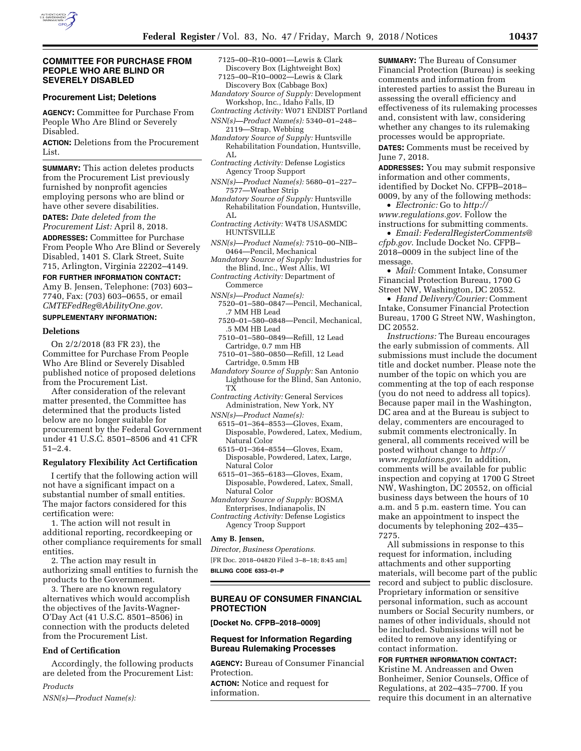## COMMITTEE FOR PURCHASE FROM PEOPLE WHO ARE BLIND OR SEVERELY DISABLED

### Procurement List; Deletions

**AGENCY:** Committee for Purchase From People Who Are Blind or Severely Disabled.

**ACTION:** Deletions from the Procurement List.

**SUMMARY:** This action deletes products from the Procurement List previously furnished by nonprofit agencies employing persons who are blind or have other severe disabilities.

**DATES:** *Date deleted from the Procurement List:* April 8, 2018.

**ADDRESSES:** Committee for Purchase From People Who Are Blind or Severely Disabled, 1401 S. Clark Street, Suite 715, Arlington, Virginia 22202–4149.

**FOR FURTHER INFORMATION CONTACT:** Amy B. Jensen, Telephone: (703) 603–7740, Fax: (703) 603–0655, or email *CMTEFedReg@AbilityOne.gov*.

**SUPPLEMENTARY INFORMATION:**

### Deletions

On 2/2/2018 (83 FR 23), the Committee for Purchase From People Who Are Blind or Severely Disabled published notice of proposed deletions from the Procurement List.

After consideration of the relevant matter presented, the Committee has determined that the products listed below are no longer suitable for procurement by the Federal Government under 41 U.S.C. 8501–8506 and 41 CFR 51–2.4.

### Regulatory Flexibility Act Certification

I certify that the following action will not have a significant impact on a substantial number of small entities. The major factors considered for this certification were:

1. The action will not result in additional reporting, recordkeeping or other compliance requirements for small entities.

2. The action may result in authorizing small entities to furnish the products to the Government.

3. There are no known regulatory alternatives which would accomplish the objectives of the Javits-Wagner-O'Day Act (41 U.S.C. 8501–8506) in connection with the products deleted from the Procurement List.

### End of Certification

Accordingly, the following products are deleted from the Procurement List:

*Products*

*NSN(s)—Product Name(s):*
- 7125–00–R10–0001—Lewis & Clark Discovery Box (Lightweight Box)
- 7125–00–R10–0002—Lewis & Clark Discovery Box (Cabbage Box)

*Mandatory Source of Supply:* Development Workshop, Inc., Idaho Falls, ID

*Contracting Activity:* W071 ENDIST Portland

*NSN(s)—Product Name(s):* 5340–01–248–2119—Strap, Webbing

*Mandatory Source of Supply:* Huntsville Rehabilitation Foundation, Huntsville, AL

*Contracting Activity:* Defense Logistics Agency Troop Support

*NSN(s)—Product Name(s):* 5680–01–227–7577—Weather Strip

*Mandatory Source of Supply:* Huntsville Rehabilitation Foundation, Huntsville, AL

*Contracting Activity:* W4T8 USASMDC HUNTSVILLE

*NSN(s)—Product Name(s):* 7510–00–NIB–0464—Pencil, Mechanical

*Mandatory Source of Supply:* Industries for the Blind, Inc., West Allis, WI

*Contracting Activity:* Department of Commerce

*NSN(s)—Product Name(s):*
- 7520–01–580–0847—Pencil, Mechanical, .7 MM HB Lead
- 7520–01–580–0848—Pencil, Mechanical, .5 MM HB Lead
- 7510–01–580–0849—Refill, 12 Lead Cartridge, 0.7 mm HB
- 7510–01–580–0850—Refill, 12 Lead Cartridge, 0.5mm HB

*Mandatory Source of Supply:* San Antonio Lighthouse for the Blind, San Antonio, TX

*Contracting Activity:* General Services Administration, New York, NY

*NSN(s)—Product Name(s):*
- 6515–01–364–8553—Gloves, Exam, Disposable, Powdered, Latex, Medium, Natural Color
- 6515–01–364–8554—Gloves, Exam, Disposable, Powdered, Latex, Large, Natural Color
- 6515–01–365–6183—Gloves, Exam, Disposable, Powdered, Latex, Small, Natural Color

*Mandatory Source of Supply:* BOSMA Enterprises, Indianapolis, IN

*Contracting Activity:* Defense Logistics Agency Troop Support

**Amy B. Jensen,**

*Director, Business Operations.*

[FR Doc. 2018–04820 Filed 3–8–18; 8:45 am]

**BILLING CODE 6353–01–P**

## BUREAU OF CONSUMER FINANCIAL PROTECTION

**[Docket No. CFPB–2018–0009]**

### Request for Information Regarding Bureau Rulemaking Processes

**AGENCY:** Bureau of Consumer Financial Protection.

**ACTION:** Notice and request for information.

**SUMMARY:** The Bureau of Consumer Financial Protection (Bureau) is seeking comments and information from interested parties to assist the Bureau in assessing the overall efficiency and effectiveness of its rulemaking processes and, consistent with law, considering whether any changes to its rulemaking processes would be appropriate.

**DATES:** Comments must be received by June 7, 2018.

**ADDRESSES:** You may submit responsive information and other comments, identified by Docket No. CFPB–2018–0009, by any of the following methods:

- *Electronic:* Go to *http://www.regulations.gov*. Follow the instructions for submitting comments.
- *Email: FederalRegisterComments@cfpb.gov*. Include Docket No. CFPB–2018–0009 in the subject line of the message.
- *Mail:* Comment Intake, Consumer Financial Protection Bureau, 1700 G Street NW, Washington, DC 20552.
- *Hand Delivery/Courier:* Comment Intake, Consumer Financial Protection Bureau, 1700 G Street NW, Washington, DC 20552.

*Instructions:* The Bureau encourages the early submission of comments. All submissions must include the document title and docket number. Please note the number of the topic on which you are commenting at the top of each response (you do not need to address all topics). Because paper mail in the Washington, DC area and at the Bureau is subject to delay, commenters are encouraged to submit comments electronically. In general, all comments received will be posted without change to *http://www.regulations.gov*. In addition, comments will be available for public inspection and copying at 1700 G Street NW, Washington, DC 20552, on official business days between the hours of 10 a.m. and 5 p.m. eastern time. You can make an appointment to inspect the documents by telephoning 202–435–7275.

All submissions in response to this request for information, including attachments and other supporting materials, will become part of the public record and subject to public disclosure. Proprietary information or sensitive personal information, such as account numbers or Social Security numbers, or names of other individuals, should not be included. Submissions will not be edited to remove any identifying or contact information.

**FOR FURTHER INFORMATION CONTACT:** Kristine M. Andreassen and Owen Bonheimer, Senior Counsels, Office of Regulations, at 202–435–7700. If you require this document in an alternative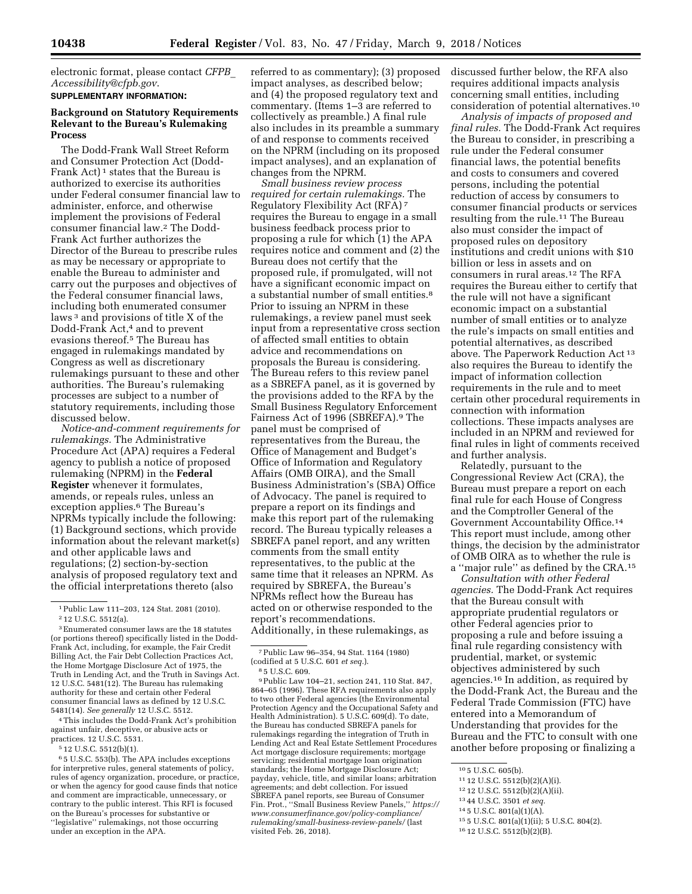electronic format, please contact *CFPB_Accessibility@cfpb.gov*.

**SUPPLEMENTARY INFORMATION:**

## Background on Statutory Requirements Relevant to the Bureau's Rulemaking Process

The Dodd-Frank Wall Street Reform and Consumer Protection Act (Dodd-Frank Act) [1] states that the Bureau is authorized to exercise its authorities under Federal consumer financial law to administer, enforce, and otherwise implement the provisions of Federal consumer financial law.[2] The Dodd-Frank Act further authorizes the Director of the Bureau to prescribe rules as may be necessary or appropriate to enable the Bureau to administer and carry out the purposes and objectives of the Federal consumer financial laws, including both enumerated consumer laws [3] and provisions of title X of the Dodd-Frank Act,[4] and to prevent evasions thereof.[5] The Bureau has engaged in rulemakings mandated by Congress as well as discretionary rulemakings pursuant to these and other authorities. The Bureau's rulemaking processes are subject to a number of statutory requirements, including those discussed below.

*Notice-and-comment requirements for rulemakings.* The Administrative Procedure Act (APA) requires a Federal agency to publish a notice of proposed rulemaking (NPRM) in the **Federal Register** whenever it formulates, amends, or repeals rules, unless an exception applies.[6] The Bureau's NPRMs typically include the following: (1) Background sections, which provide information about the relevant market(s) and other applicable laws and regulations; (2) section-by-section analysis of proposed regulatory text and the official interpretations thereto (also referred to as commentary); (3) proposed impact analyses, as described below; and (4) the proposed regulatory text and commentary. (Items 1–3 are referred to collectively as preamble.) A final rule also includes in its preamble a summary of and response to comments received on the NPRM (including on its proposed impact analyses), and an explanation of changes from the NPRM.

*Small business review process required for certain rulemakings.* The Regulatory Flexibility Act (RFA) [7] requires the Bureau to engage in a small business feedback process prior to proposing a rule for which (1) the APA requires notice and comment and (2) the Bureau does not certify that the proposed rule, if promulgated, will not have a significant economic impact on a substantial number of small entities.[8] Prior to issuing an NPRM in these rulemakings, a review panel must seek input from a representative cross section of affected small entities to obtain advice and recommendations on proposals the Bureau is considering. The Bureau refers to this review panel as a SBREFA panel, as it is governed by the provisions added to the RFA by the Small Business Regulatory Enforcement Fairness Act of 1996 (SBREFA).[9] The panel must be comprised of representatives from the Bureau, the Office of Management and Budget's Office of Information and Regulatory Affairs (OMB OIRA), and the Small Business Administration's (SBA) Office of Advocacy. The panel is required to prepare a report on its findings and make this report part of the rulemaking record. The Bureau typically releases a SBREFA panel report, and any written comments from the small entity representatives, to the public at the same time that it releases an NPRM. As required by SBREFA, the Bureau's NPRMs reflect how the Bureau has acted on or otherwise responded to the report's recommendations. Additionally, in these rulemakings, as discussed further below, the RFA also requires additional impacts analysis concerning small entities, including consideration of potential alternatives.[10]

*Analysis of impacts of proposed and final rules.* The Dodd-Frank Act requires the Bureau to consider, in prescribing a rule under the Federal consumer financial laws, the potential benefits and costs to consumers and covered persons, including the potential reduction of access by consumers to consumer financial products or services resulting from the rule.[11] The Bureau also must consider the impact of proposed rules on depository institutions and credit unions with $10 billion or less in assets and on consumers in rural areas.[12] The RFA requires the Bureau either to certify that the rule will not have a significant economic impact on a substantial number of small entities or to analyze the rule's impacts on small entities and potential alternatives, as described above. The Paperwork Reduction Act [13] also requires the Bureau to identify the impact of information collection requirements in the rule and to meet certain other procedural requirements in connection with information collections. These impacts analyses are included in an NPRM and reviewed for final rules in light of comments received and further analysis.

Relatedly, pursuant to the Congressional Review Act (CRA), the Bureau must prepare a report on each final rule for each House of Congress and the Comptroller General of the Government Accountability Office.[14] This report must include, among other things, the decision by the administrator of OMB OIRA as to whether the rule is a ''major rule'' as defined by the CRA.[15]

*Consultation with other Federal agencies.* The Dodd-Frank Act requires that the Bureau consult with appropriate prudential regulators or other Federal agencies prior to proposing a rule and before issuing a final rule regarding consistency with prudential, market, or systemic objectives administered by such agencies.[16] In addition, as required by the Dodd-Frank Act, the Bureau and the Federal Trade Commission (FTC) have entered into a Memorandum of Understanding that provides for the Bureau and the FTC to consult with one another before proposing or finalizing a

---

[1] Public Law 111–203, 124 Stat. 2081 (2010).

[2] 12 U.S.C. 5512(a).

[3] Enumerated consumer laws are the 18 statutes (or portions thereof) specifically listed in the Dodd-Frank Act, including, for example, the Fair Credit Billing Act, the Fair Debt Collection Practices Act, the Home Mortgage Disclosure Act of 1975, the Truth in Lending Act, and the Truth in Savings Act. 12 U.S.C. 5481(12). The Bureau has rulemaking authority for these and certain other Federal consumer financial laws as defined by 12 U.S.C. 5481(14). *See generally* 12 U.S.C. 5512.

[4] This includes the Dodd-Frank Act's prohibition against unfair, deceptive, or abusive acts or practices. 12 U.S.C. 5531.

[5] 12 U.S.C. 5512(b)(1).

[6] 5 U.S.C. 553(b). The APA includes exceptions for interpretive rules, general statements of policy, rules of agency organization, procedure, or practice, or when the agency for good cause finds that notice and comment are impracticable, unnecessary, or contrary to the public interest. This RFI is focused on the Bureau's processes for substantive or ''legislative'' rulemakings, not those occurring under an exception in the APA.

[7] Public Law 96–354, 94 Stat. 1164 (1980) (codified at 5 U.S.C. 601 *et seq.*).

[8] 5 U.S.C. 609.

[9] Public Law 104–21, section 241, 110 Stat. 847, 864–65 (1996). These RFA requirements also apply to two other Federal agencies (the Environmental Protection Agency and the Occupational Safety and Health Administration). 5 U.S.C. 609(d). To date, the Bureau has conducted SBREFA panels for rulemakings regarding the integration of Truth in Lending Act and Real Estate Settlement Procedures Act mortgage disclosure requirements; mortgage servicing; residential mortgage loan origination standards; the Home Mortgage Disclosure Act; payday, vehicle, title, and similar loans; arbitration agreements; and debt collection. For issued SBREFA panel reports, see Bureau of Consumer Fin. Prot., ''Small Business Review Panels,'' *https://www.consumerfinance.gov/policy-compliance/rulemaking/small-business-review-panels/* (last visited Feb. 26, 2018).

[10] 5 U.S.C. 605(b).

[11] 12 U.S.C. 5512(b)(2)(A)(i).

[12] 12 U.S.C. 5512(b)(2)(A)(ii).

[13] 44 U.S.C. 3501 *et seq.*

[14] 5 U.S.C. 801(a)(1)(A).

[15] 5 U.S.C. 801(a)(1)(ii); 5 U.S.C. 804(2).

[16] 12 U.S.C. 5512(b)(2)(B).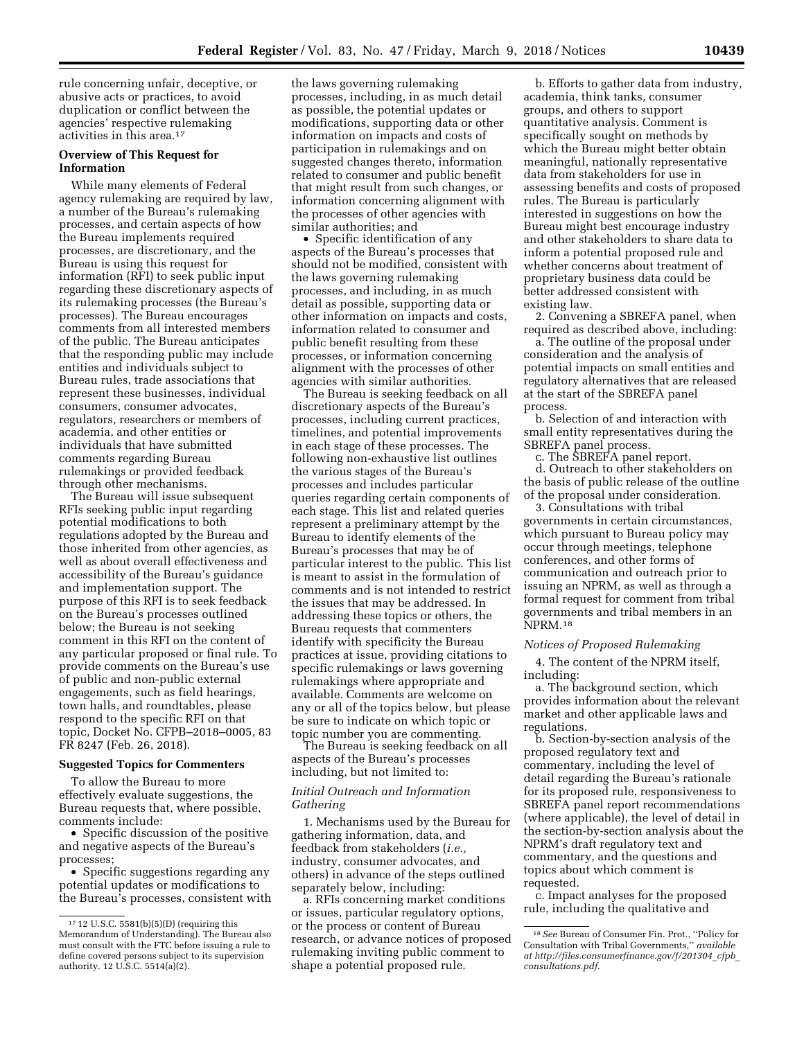rule concerning unfair, deceptive, or abusive acts or practices, to avoid duplication or conflict between the agencies' respective rulemaking activities in this area.[17]

**Overview of This Request for Information**

While many elements of Federal agency rulemaking are required by law, a number of the Bureau's rulemaking processes, and certain aspects of how the Bureau implements required processes, are discretionary, and the Bureau is using this request for information (RFI) to seek public input regarding these discretionary aspects of its rulemaking processes (the Bureau's processes). The Bureau encourages comments from all interested members of the public. The Bureau anticipates that the responding public may include entities and individuals subject to Bureau rules, trade associations that represent these businesses, individual consumers, consumer advocates, regulators, researchers or members of academia, and other entities or individuals that have submitted comments regarding Bureau rulemakings or provided feedback through other mechanisms.

The Bureau will issue subsequent RFIs seeking public input regarding potential modifications to both regulations adopted by the Bureau and those inherited from other agencies, as well as about overall effectiveness and accessibility of the Bureau's guidance and implementation support. The purpose of this RFI is to seek feedback on the Bureau's processes outlined below; the Bureau is not seeking comment in this RFI on the content of any particular proposed or final rule. To provide comments on the Bureau's use of public and non-public external engagements, such as field hearings, town halls, and roundtables, please respond to the specific RFI on that topic, Docket No. CFPB–2018–0005, 83 FR 8247 (Feb. 26, 2018).

**Suggested Topics for Commenters**

To allow the Bureau to more effectively evaluate suggestions, the Bureau requests that, where possible, comments include:

- Specific discussion of the positive and negative aspects of the Bureau's processes;
- Specific suggestions regarding any potential updates or modifications to the Bureau's processes, consistent with the laws governing rulemaking processes, including, in as much detail as possible, the potential updates or modifications, supporting data or other information on impacts and costs of participation in rulemakings and on suggested changes thereto, information related to consumer and public benefit that might result from such changes, or information concerning alignment with the processes of other agencies with similar authorities; and
- Specific identification of any aspects of the Bureau's processes that should not be modified, consistent with the laws governing rulemaking processes, and including, in as much detail as possible, supporting data or other information on impacts and costs, information related to consumer and public benefit resulting from these processes, or information concerning alignment with the processes of other agencies with similar authorities.

The Bureau is seeking feedback on all discretionary aspects of the Bureau's processes, including current practices, timelines, and potential improvements in each stage of these processes. The following non-exhaustive list outlines the various stages of the Bureau's processes and includes particular queries regarding certain components of each stage. This list and related queries represent a preliminary attempt by the Bureau to identify elements of the Bureau's processes that may be of particular interest to the public. This list is meant to assist in the formulation of comments and is not intended to restrict the issues that may be addressed. In addressing these topics or others, the Bureau requests that commenters identify with specificity the Bureau practices at issue, providing citations to specific rulemakings or laws governing rulemakings where appropriate and available. Comments are welcome on any or all of the topics below, but please be sure to indicate on which topic or topic number you are commenting.

The Bureau is seeking feedback on all aspects of the Bureau's processes including, but not limited to:

*Initial Outreach and Information Gathering*

1. Mechanisms used by the Bureau for gathering information, data, and feedback from stakeholders (*i.e.,* industry, consumer advocates, and others) in advance of the steps outlined separately below, including:

a. RFIs concerning market conditions or issues, particular regulatory options, or the process or content of Bureau research, or advance notices of proposed rulemaking inviting public comment to shape a potential proposed rule.

b. Efforts to gather data from industry, academia, think tanks, consumer groups, and others to support quantitative analysis. Comment is specifically sought on methods by which the Bureau might better obtain meaningful, nationally representative data from stakeholders for use in assessing benefits and costs of proposed rules. The Bureau is particularly interested in suggestions on how the Bureau might best encourage industry and other stakeholders to share data to inform a potential proposed rule and whether concerns about treatment of proprietary business data could be better addressed consistent with existing law.

2. Convening a SBREFA panel, when required as described above, including:

a. The outline of the proposal under consideration and the analysis of potential impacts on small entities and regulatory alternatives that are released at the start of the SBREFA panel process.

b. Selection of and interaction with small entity representatives during the SBREFA panel process.

c. The SBREFA panel report.

d. Outreach to other stakeholders on the basis of public release of the outline of the proposal under consideration.

3. Consultations with tribal governments in certain circumstances, which pursuant to Bureau policy may occur through meetings, telephone conferences, and other forms of communication and outreach prior to issuing an NPRM, as well as through a formal request for comment from tribal governments and tribal members in an NPRM.[18]

*Notices of Proposed Rulemaking*

4. The content of the NPRM itself, including:

a. The background section, which provides information about the relevant market and other applicable laws and regulations.

b. Section-by-section analysis of the proposed regulatory text and commentary, including the level of detail regarding the Bureau's rationale for its proposed rule, responsiveness to SBREFA panel report recommendations (where applicable), the level of detail in the section-by-section analysis about the NPRM's draft regulatory text and commentary, and the questions and topics about which comment is requested.

c. Impact analyses for the proposed rule, including the qualitative and

---

[17] 12 U.S.C. 5581(b)(5)(D) (requiring this Memorandum of Understanding). The Bureau also must consult with the FTC before issuing a rule to define covered persons subject to its supervision authority. 12 U.S.C. 5514(a)(2).

[18] *See* Bureau of Consumer Fin. Prot., "Policy for Consultation with Tribal Governments," *available at http://files.consumerfinance.gov/f/201304_cfpb_consultations.pdf.*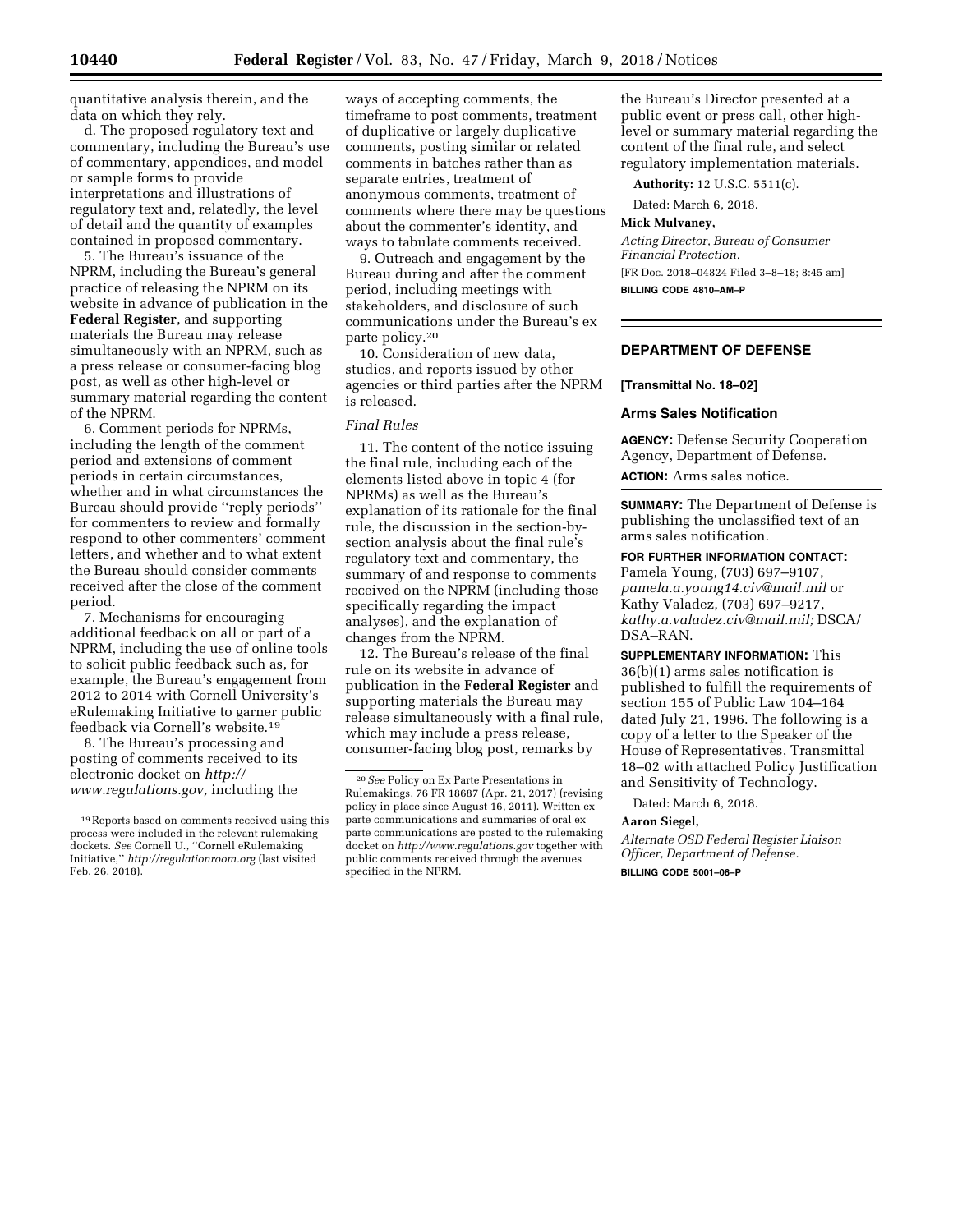quantitative analysis therein, and the data on which they rely.

d. The proposed regulatory text and commentary, including the Bureau's use of commentary, appendices, and model or sample forms to provide interpretations and illustrations of regulatory text and, relatedly, the level of detail and the quantity of examples contained in proposed commentary.

5. The Bureau's issuance of the NPRM, including the Bureau's general practice of releasing the NPRM on its website in advance of publication in the **Federal Register**, and supporting materials the Bureau may release simultaneously with an NPRM, such as a press release or consumer-facing blog post, as well as other high-level or summary material regarding the content of the NPRM.

6. Comment periods for NPRMs, including the length of the comment period and extensions of comment periods in certain circumstances, whether and in what circumstances the Bureau should provide ''reply periods'' for commenters to review and formally respond to other commenters' comment letters, and whether and to what extent the Bureau should consider comments received after the close of the comment period.

7. Mechanisms for encouraging additional feedback on all or part of a NPRM, including the use of online tools to solicit public feedback such as, for example, the Bureau's engagement from 2012 to 2014 with Cornell University's eRulemaking Initiative to garner public feedback via Cornell's website.[19]

8. The Bureau's processing and posting of comments received to its electronic docket on *http://www.regulations.gov,* including the ways of accepting comments, the timeframe to post comments, treatment of duplicative or largely duplicative comments, posting similar or related comments in batches rather than as separate entries, treatment of anonymous comments, treatment of comments where there may be questions about the commenter's identity, and ways to tabulate comments received.

9. Outreach and engagement by the Bureau during and after the comment period, including meetings with stakeholders, and disclosure of such communications under the Bureau's ex parte policy.[20]

10. Consideration of new data, studies, and reports issued by other agencies or third parties after the NPRM is released.

### *Final Rules*

11. The content of the notice issuing the final rule, including each of the elements listed above in topic 4 (for NPRMs) as well as the Bureau's explanation of its rationale for the final rule, the discussion in the section-by-section analysis about the final rule's regulatory text and commentary, the summary of and response to comments received on the NPRM (including those specifically regarding the impact analyses), and the explanation of changes from the NPRM.

12. The Bureau's release of the final rule on its website in advance of publication in the **Federal Register** and supporting materials the Bureau may release simultaneously with a final rule, which may include a press release, consumer-facing blog post, remarks by the Bureau's Director presented at a public event or press call, other high-level or summary material regarding the content of the final rule, and select regulatory implementation materials.

**Authority:** 12 U.S.C. 5511(c).

Dated: March 6, 2018.

**Mick Mulvaney,**

*Acting Director, Bureau of Consumer Financial Protection.*

[FR Doc. 2018–04824 Filed 3–8–18; 8:45 am]

**BILLING CODE 4810–AM–P**

[19] Reports based on comments received using this process were included in the relevant rulemaking dockets. *See* Cornell U., ''Cornell eRulemaking Initiative,'' *http://regulationroom.org* (last visited Feb. 26, 2018).

[20] *See* Policy on Ex Parte Presentations in Rulemakings, 76 FR 18687 (Apr. 21, 2017) (revising policy in place since August 16, 2011). Written ex parte communications and summaries of oral ex parte communications are posted to the rulemaking docket on *http://www.regulations.gov* together with public comments received through the avenues specified in the NPRM.

## DEPARTMENT OF DEFENSE

**[Transmittal No. 18–02]**

### Arms Sales Notification

**AGENCY:** Defense Security Cooperation Agency, Department of Defense.

**ACTION:** Arms sales notice.

**SUMMARY:** The Department of Defense is publishing the unclassified text of an arms sales notification.

**FOR FURTHER INFORMATION CONTACT:** Pamela Young, (703) 697–9107, *pamela.a.young14.civ@mail.mil* or Kathy Valadez, (703) 697–9217, *kathy.a.valadez.civ@mail.mil;* DSCA/DSA–RAN.

**SUPPLEMENTARY INFORMATION:** This 36(b)(1) arms sales notification is published to fulfill the requirements of section 155 of Public Law 104–164 dated July 21, 1996. The following is a copy of a letter to the Speaker of the House of Representatives, Transmittal 18–02 with attached Policy Justification and Sensitivity of Technology.

Dated: March 6, 2018.

**Aaron Siegel,**

*Alternate OSD Federal Register Liaison Officer, Department of Defense.*

**BILLING CODE 5001–06–P**